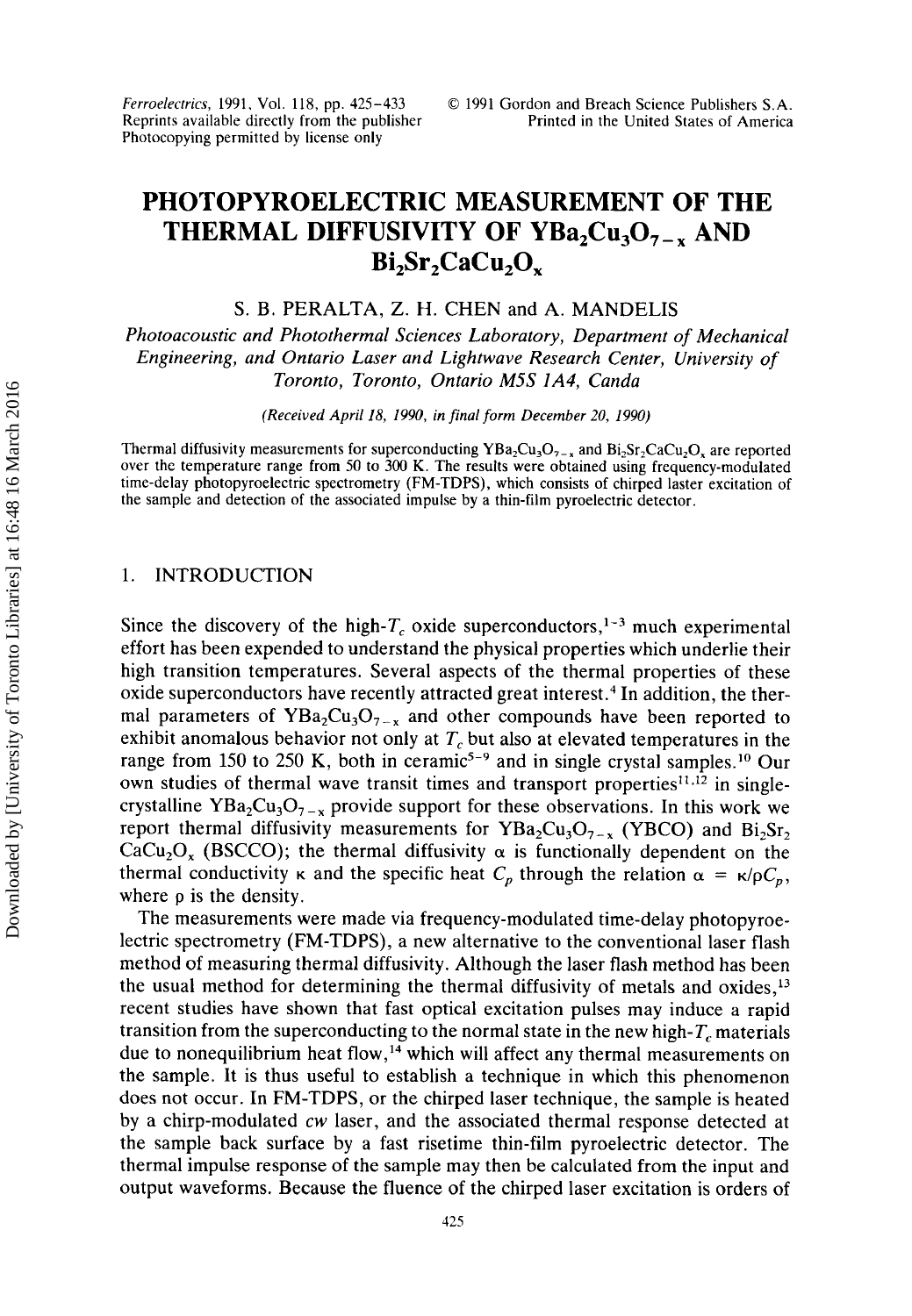# PHOTOPYROELECTRIC MEASUREMENT OF THE THERMAL DIFFUSIVITY OF $YBa_2Cu_3O_{7-x}$ AND $Bi_2Sr_2CaCu_2O_x$

S. B. PERALTA, Z. H. CHEN and A. MANDELIS

*Photoacoustic and Photothermal Sciences Laboratory, Department of Mechanical Engineering, and Ontario Laser and Lightwave Research Center, University of Toronto, Toronto, Ontario M5S 1A4, Canda*

*(Received April 18, 1990, in final form December 20, 1990)*

Thermal diffusivity measurements for superconducting $YBa_2Cu_3O_{7-x}$ and $Bi_2Sr_2CaCu_2O_x$ are reported over the temperature range from 50 to 300 K. The results were obtained using frequency-modulated time-delay photopyroelectric spectrometry (FM-TDPS), which consists of chirped laster excitation of the sample and detection of the associated impulse by a thin-film pyroelectric detector.

## 1. INTRODUCTION

Since the discovery of the high-$T_c$ oxide superconductors,[1-3] much experimental effort has been expended to understand the physical properties which underlie their high transition temperatures. Several aspects of the thermal properties of these oxide superconductors have recently attracted great interest.[4] In addition, the thermal parameters of $YBa_2Cu_3O_{7-x}$ and other compounds have been reported to exhibit anomalous behavior not only at $T_c$ but also at elevated temperatures in the range from 150 to 250 K, both in ceramic[5-9] and in single crystal samples.[10] Our own studies of thermal wave transit times and transport properties[11,12] in single-crystalline $YBa_2Cu_3O_{7-x}$ provide support for these observations. In this work we report thermal diffusivity measurements for $YBa_2Cu_3O_{7-x}$ (YBCO) and $Bi_2Sr_2CaCu_2O_x$ (BSCCO); the thermal diffusivity $\alpha$ is functionally dependent on the thermal conductivity $\kappa$ and the specific heat $C_p$ through the relation $\alpha = \kappa/\rho C_p$, where $\rho$ is the density.

The measurements were made via frequency-modulated time-delay photopyroelectric spectrometry (FM-TDPS), a new alternative to the conventional laser flash method of measuring thermal diffusivity. Although the laser flash method has been the usual method for determining the thermal diffusivity of metals and oxides,[13] recent studies have shown that fast optical excitation pulses may induce a rapid transition from the superconducting to the normal state in the new high-$T_c$ materials due to nonequilibrium heat flow,[14] which will affect any thermal measurements on the sample. It is thus useful to establish a technique in which this phenomenon does not occur. In FM-TDPS, or the chirped laser technique, the sample is heated by a chirp-modulated *cw* laser, and the associated thermal response detected at the sample back surface by a fast risetime thin-film pyroelectric detector. The thermal impulse response of the sample may then be calculated from the input and output waveforms. Because the fluence of the chirped laser excitation is orders of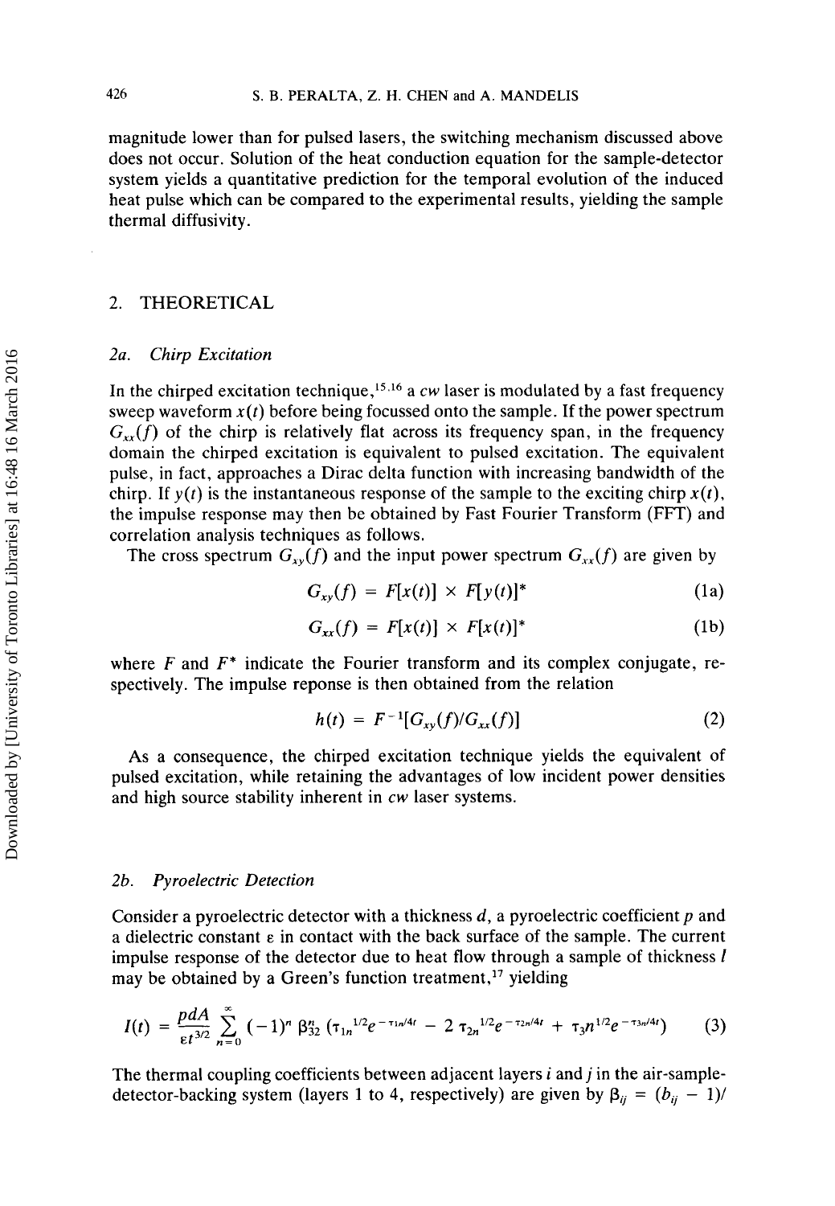magnitude lower than for pulsed lasers, the switching mechanism discussed above does not occur. Solution of the heat conduction equation for the sample-detector system yields a quantitative prediction for the temporal evolution of the induced heat pulse which can be compared to the experimental results, yielding the sample thermal diffusivity.

## 2. THEORETICAL

### *2a. Chirp Excitation*

In the chirped excitation technique,[15,16] a *cw* laser is modulated by a fast frequency sweep waveform $x(t)$ before being focussed onto the sample. If the power spectrum $G_{xx}(f)$ of the chirp is relatively flat across its frequency span, in the frequency domain the chirped excitation is equivalent to pulsed excitation. The equivalent pulse, in fact, approaches a Dirac delta function with increasing bandwidth of the chirp. If $y(t)$ is the instantaneous response of the sample to the exciting chirp $x(t)$, the impulse response may then be obtained by Fast Fourier Transform (FFT) and correlation analysis techniques as follows.

The cross spectrum $G_{xy}(f)$ and the input power spectrum $G_{xx}(f)$ are given by

$$G_{xy}(f) = F[x(t)] \times F[y(t)]^* \tag{1a}$$

$$G_{xx}(f) = F[x(t)] \times F[x(t)]^* \tag{1b}$$

where $F$ and $F^*$ indicate the Fourier transform and its complex conjugate, respectively. The impulse reponse is then obtained from the relation

$$h(t) = F^{-1}[G_{xy}(f)/G_{xx}(f)] \tag{2}$$

As a consequence, the chirped excitation technique yields the equivalent of pulsed excitation, while retaining the advantages of low incident power densities and high source stability inherent in *cw* laser systems.

### *2b. Pyroelectric Detection*

Consider a pyroelectric detector with a thickness $d$, a pyroelectric coefficient $p$ and a dielectric constant $\varepsilon$ in contact with the back surface of the sample. The current impulse response of the detector due to heat flow through a sample of thickness $l$ may be obtained by a Green's function treatment,[17] yielding

$$I(t) = \frac{pdA}{\varepsilon t^{3/2}} \sum_{n=0}^{\infty} (-1)^n \beta_{32}^n \left(\tau_{1n}^{1/2} e^{-\tau_{1n}/4t} - 2\,\tau_{2n}^{1/2} e^{-\tau_{2n}/4t} + \tau_3 n^{1/2} e^{-\tau_{3n}/4t}\right) \tag{3}$$

The thermal coupling coefficients between adjacent layers $i$ and $j$ in the air-sample-detector-backing system (layers 1 to 4, respectively) are given by $\beta_{ij} = (b_{ij} - 1)/$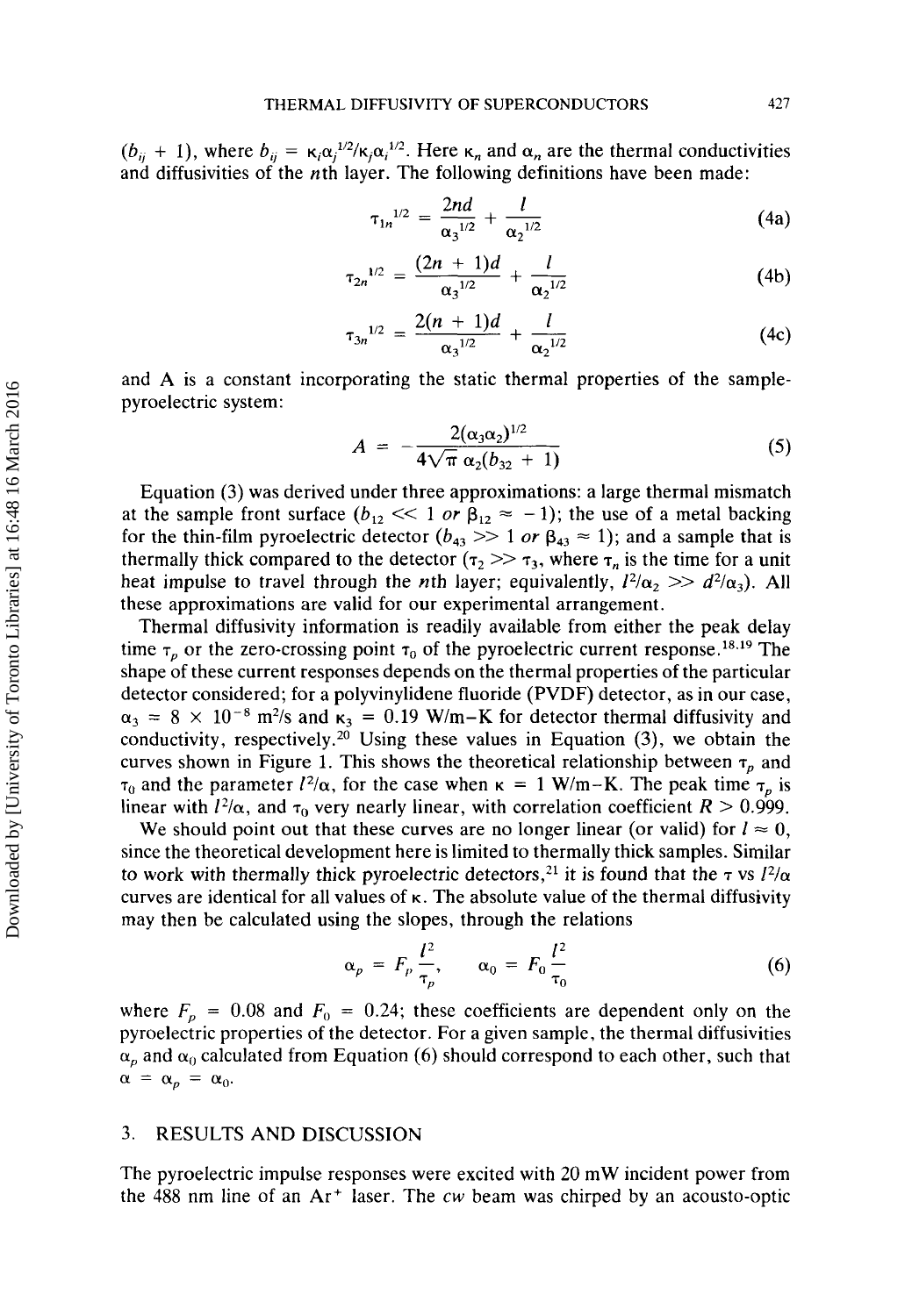$(b_{ij} + 1)$, where $b_{ij} = \kappa_i\alpha_j^{1/2}/\kappa_j\alpha_i^{1/2}$. Here $\kappa_n$ and $\alpha_n$ are the thermal conductivities and diffusivities of the $n$th layer. The following definitions have been made:

$$\tau_{1n}^{1/2} = \frac{2nd}{\alpha_3^{1/2}} + \frac{l}{\alpha_2^{1/2}} \tag{4a}$$

$$\tau_{2n}^{1/2} = \frac{(2n + 1)d}{\alpha_3^{1/2}} + \frac{l}{\alpha_2^{1/2}} \tag{4b}$$

$$\tau_{3n}^{1/2} = \frac{2(n + 1)d}{\alpha_3^{1/2}} + \frac{l}{\alpha_2^{1/2}} \tag{4c}$$

and A is a constant incorporating the static thermal properties of the sample-pyroelectric system:

$$A = -\frac{2(\alpha_3\alpha_2)^{1/2}}{4\sqrt{\pi}\,\alpha_2(b_{32} + 1)} \tag{5}$$

Equation (3) was derived under three approximations: a large thermal mismatch at the sample front surface ($b_{12} \ll 1$ *or* $\beta_{12} \approx -1$); the use of a metal backing for the thin-film pyroelectric detector ($b_{43} \gg 1$ *or* $\beta_{43} \approx 1$); and a sample that is thermally thick compared to the detector ($\tau_2 \gg \tau_3$, where $\tau_n$ is the time for a unit heat impulse to travel through the $n$th layer; equivalently, $l^2/\alpha_2 \gg d^2/\alpha_3$). All these approximations are valid for our experimental arrangement.

Thermal diffusivity information is readily available from either the peak delay time $\tau_p$ or the zero-crossing point $\tau_0$ of the pyroelectric current response.[18,19] The shape of these current responses depends on the thermal properties of the particular detector considered; for a polyvinylidene fluoride (PVDF) detector, as in our case, $\alpha_3 = 8 \times 10^{-8}$ m²/s and $\kappa_3 = 0.19$ W/m–K for detector thermal diffusivity and conductivity, respectively.[20] Using these values in Equation (3), we obtain the curves shown in Figure 1. This shows the theoretical relationship between $\tau_p$ and $\tau_0$ and the parameter $l^2/\alpha$, for the case when $\kappa = 1$ W/m–K. The peak time $\tau_p$ is linear with $l^2/\alpha$, and $\tau_0$ very nearly linear, with correlation coefficient $R > 0.999$.

We should point out that these curves are no longer linear (or valid) for $l \approx 0$, since the theoretical development here is limited to thermally thick samples. Similar to work with thermally thick pyroelectric detectors,[21] it is found that the $\tau$ vs $l^2/\alpha$ curves are identical for all values of $\kappa$. The absolute value of the thermal diffusivity may then be calculated using the slopes, through the relations

$$\alpha_p = F_p\frac{l^2}{\tau_p}, \qquad \alpha_0 = F_0\frac{l^2}{\tau_0} \tag{6}$$

where $F_p = 0.08$ and $F_0 = 0.24$; these coefficients are dependent only on the pyroelectric properties of the detector. For a given sample, the thermal diffusivities $\alpha_p$ and $\alpha_0$ calculated from Equation (6) should correspond to each other, such that $\alpha = \alpha_p = \alpha_0$.

## 3. RESULTS AND DISCUSSION

The pyroelectric impulse responses were excited with 20 mW incident power from the 488 nm line of an $Ar^+$ laser. The *cw* beam was chirped by an acousto-optic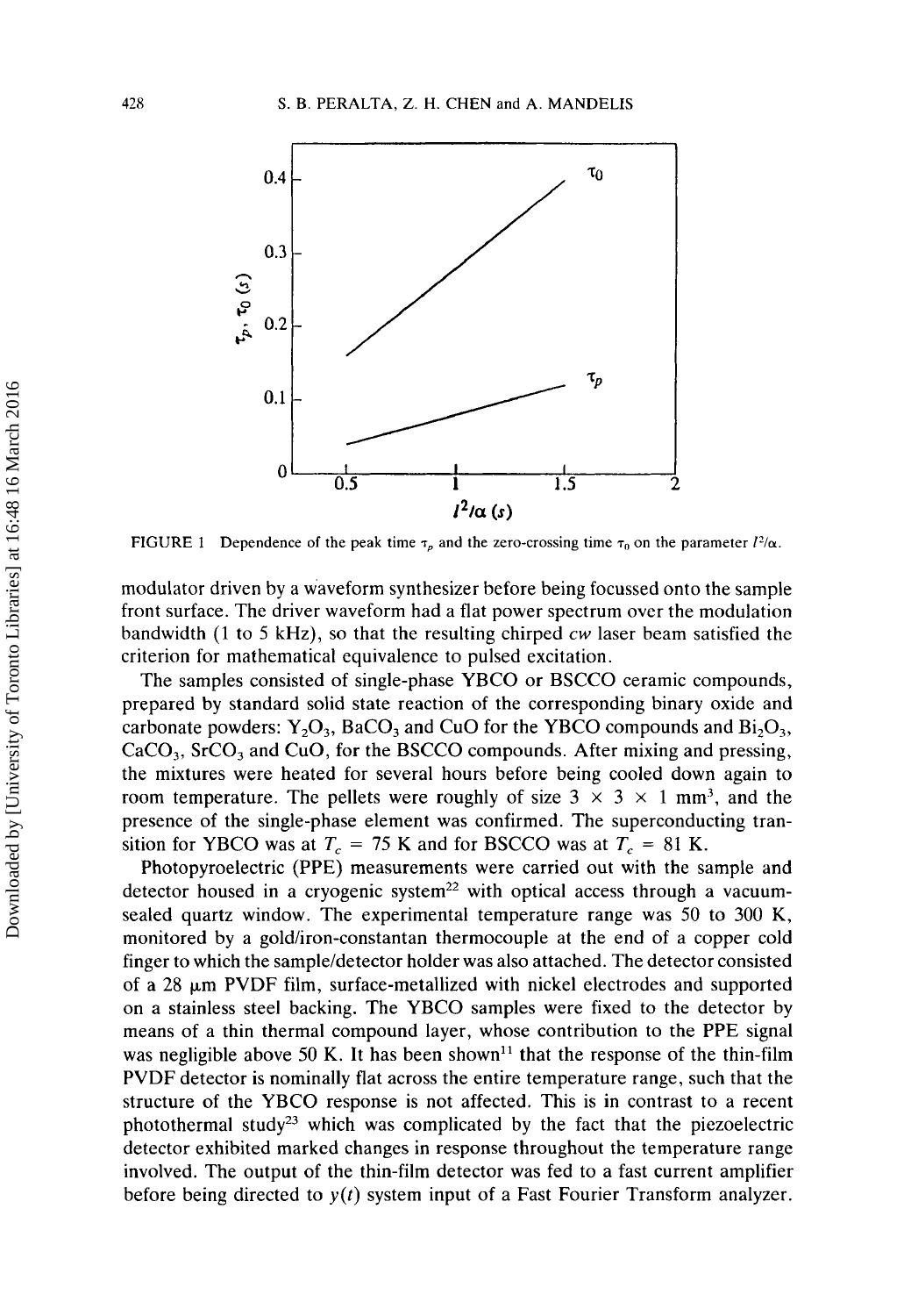FIGURE 1 Dependence of the peak time $\tau_p$ and the zero-crossing time $\tau_0$ on the parameter $l^2/\alpha$.

modulator driven by a waveform synthesizer before being focussed onto the sample front surface. The driver waveform had a flat power spectrum over the modulation bandwidth (1 to 5 kHz), so that the resulting chirped *cw* laser beam satisfied the criterion for mathematical equivalence to pulsed excitation.

The samples consisted of single-phase YBCO or BSCCO ceramic compounds, prepared by standard solid state reaction of the corresponding binary oxide and carbonate powders: $Y_2O_3$, $BaCO_3$ and CuO for the YBCO compounds and $Bi_2O_3$, $CaCO_3$, $SrCO_3$ and CuO, for the BSCCO compounds. After mixing and pressing, the mixtures were heated for several hours before being cooled down again to room temperature. The pellets were roughly of size 3 × 3 × 1 $mm^3$, and the presence of the single-phase element was confirmed. The superconducting transition for YBCO was at $T_c$ = 75 K and for BSCCO was at $T_c$ = 81 K.

Photopyroelectric (PPE) measurements were carried out with the sample and detector housed in a cryogenic system[22] with optical access through a vacuum-sealed quartz window. The experimental temperature range was 50 to 300 K, monitored by a gold/iron-constantan thermocouple at the end of a copper cold finger to which the sample/detector holder was also attached. The detector consisted of a 28 μm PVDF film, surface-metallized with nickel electrodes and supported on a stainless steel backing. The YBCO samples were fixed to the detector by means of a thin thermal compound layer, whose contribution to the PPE signal was negligible above 50 K. It has been shown[11] that the response of the thin-film PVDF detector is nominally flat across the entire temperature range, such that the structure of the YBCO response is not affected. This is in contrast to a recent photothermal study[23] which was complicated by the fact that the piezoelectric detector exhibited marked changes in response throughout the temperature range involved. The output of the thin-film detector was fed to a fast current amplifier before being directed to $y(t)$ system input of a Fast Fourier Transform analyzer.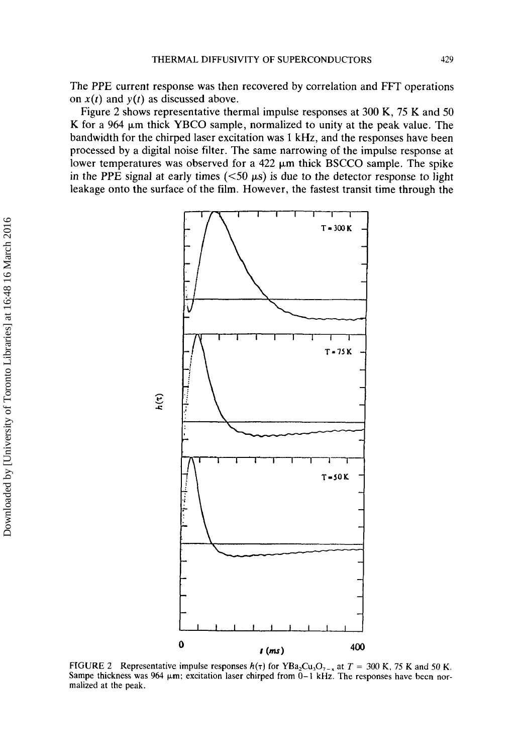The PPE current response was then recovered by correlation and FFT operations on $x(t)$ and $y(t)$ as discussed above.

Figure 2 shows representative thermal impulse responses at 300 K, 75 K and 50 K for a 964 μm thick YBCO sample, normalized to unity at the peak value. The bandwidth for the chirped laser excitation was 1 kHz, and the responses have been processed by a digital noise filter. The same narrowing of the impulse response at lower temperatures was observed for a 422 μm thick BSCCO sample. The spike in the PPE signal at early times (<50 μs) is due to the detector response to light leakage onto the surface of the film. However, the fastest transit time through the

FIGURE 2 Representative impulse responses $h(\tau)$ for $YBa_2Cu_3O_{7-x}$ at $T$ = 300 K, 75 K and 50 K. Sampe thickness was 964 μm; excitation laser chirped from 0–1 kHz. The responses have been normalized at the peak.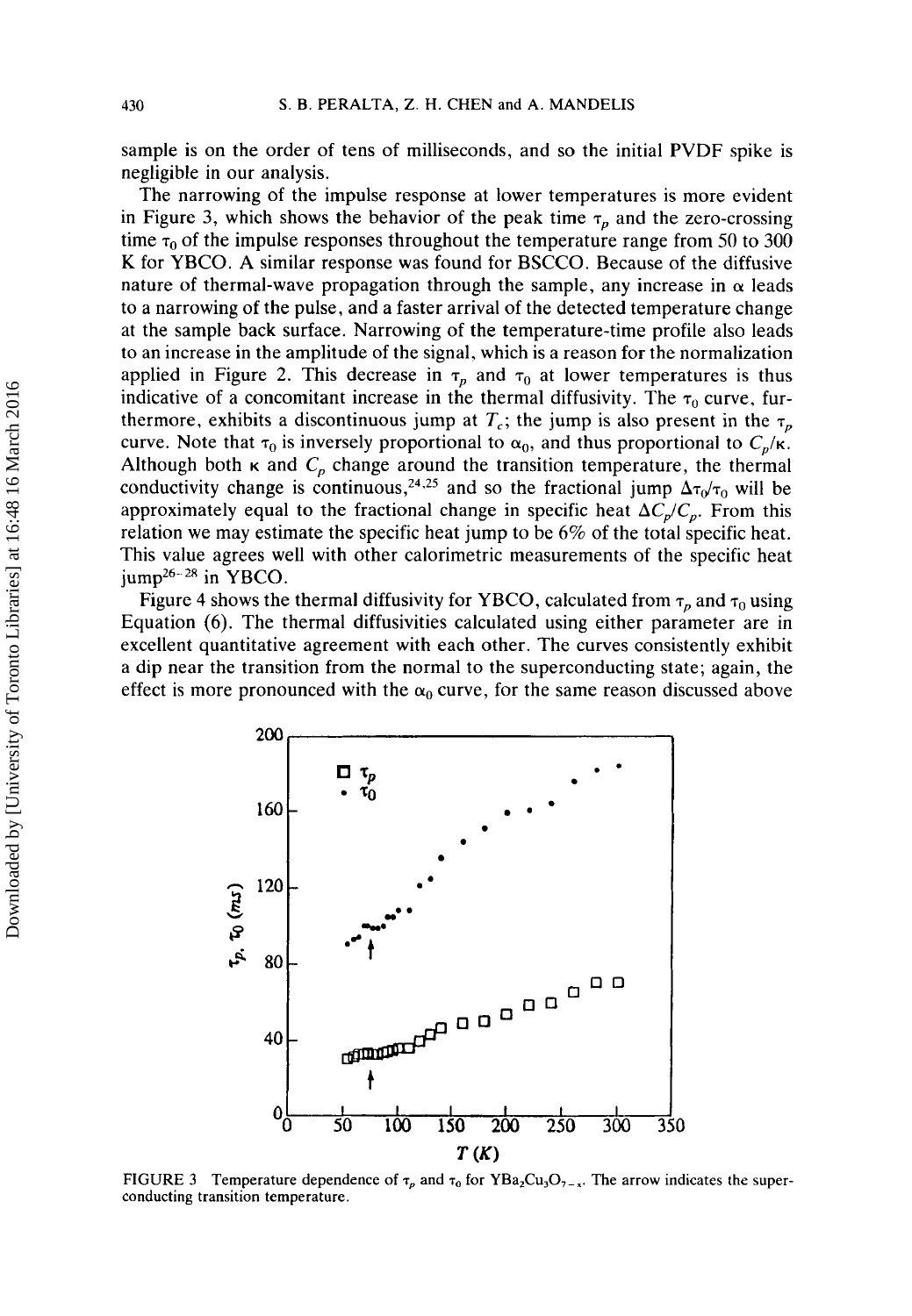sample is on the order of tens of milliseconds, and so the initial PVDF spike is negligible in our analysis.

The narrowing of the impulse response at lower temperatures is more evident in Figure 3, which shows the behavior of the peak time $\tau_p$ and the zero-crossing time $\tau_0$ of the impulse responses throughout the temperature range from 50 to 300 K for YBCO. A similar response was found for BSCCO. Because of the diffusive nature of thermal-wave propagation through the sample, any increase in $\alpha$ leads to a narrowing of the pulse, and a faster arrival of the detected temperature change at the sample back surface. Narrowing of the temperature-time profile also leads to an increase in the amplitude of the signal, which is a reason for the normalization applied in Figure 2. This decrease in $\tau_p$ and $\tau_0$ at lower temperatures is thus indicative of a concomitant increase in the thermal diffusivity. The $\tau_0$ curve, furthermore, exhibits a discontinuous jump at $T_c$; the jump is also present in the $\tau_p$ curve. Note that $\tau_0$ is inversely proportional to $\alpha_0$, and thus proportional to $C_p/\kappa$. Although both $\kappa$ and $C_p$ change around the transition temperature, the thermal conductivity change is continuous,[24,25] and so the fractional jump $\Delta\tau_0/\tau_0$ will be approximately equal to the fractional change in specific heat $\Delta C_p/C_p$. From this relation we may estimate the specific heat jump to be 6% of the total specific heat. This value agrees well with other calorimetric measurements of the specific heat jump[26–28] in YBCO.

Figure 4 shows the thermal diffusivity for YBCO, calculated from $\tau_p$ and $\tau_0$ using Equation (6). The thermal diffusivities calculated using either parameter are in excellent quantitative agreement with each other. The curves consistently exhibit a dip near the transition from the normal to the superconducting state; again, the effect is more pronounced with the $\alpha_0$ curve, for the same reason discussed above

FIGURE 3 Temperature dependence of $\tau_p$ and $\tau_0$ for $YBa_2Cu_3O_{7-x}$. The arrow indicates the superconducting transition temperature.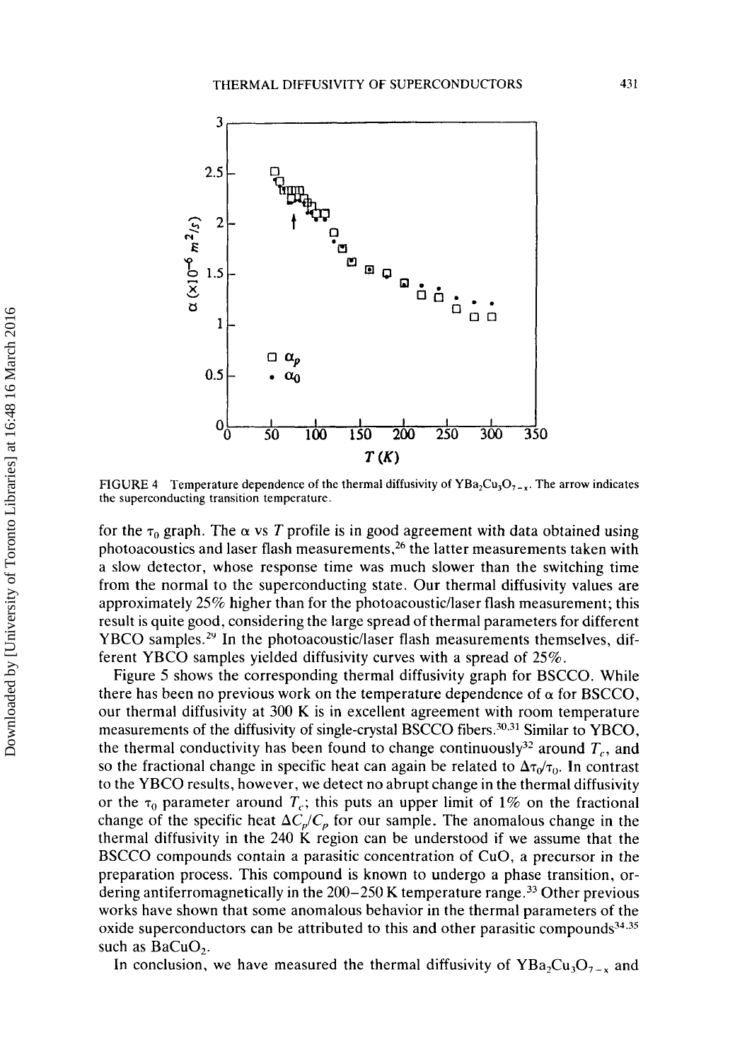FIGURE 4 Temperature dependence of the thermal diffusivity of $YBa_2Cu_3O_{7-x}$. The arrow indicates the superconducting transition temperature.

for the $\tau_0$ graph. The $\alpha$ vs $T$ profile is in good agreement with data obtained using photoacoustics and laser flash measurements,[26] the latter measurements taken with a slow detector, whose response time was much slower than the switching time from the normal to the superconducting state. Our thermal diffusivity values are approximately 25% higher than for the photoacoustic/laser flash measurement; this result is quite good, considering the large spread of thermal parameters for different YBCO samples.[29] In the photoacoustic/laser flash measurements themselves, different YBCO samples yielded diffusivity curves with a spread of 25%.

Figure 5 shows the corresponding thermal diffusivity graph for BSCCO. While there has been no previous work on the temperature dependence of $\alpha$ for BSCCO, our thermal diffusivity at 300 K is in excellent agreement with room temperature measurements of the diffusivity of single-crystal BSCCO fibers.[30,31] Similar to YBCO, the thermal conductivity has been found to change continuously[32] around $T_c$, and so the fractional change in specific heat can again be related to $\Delta\tau_0/\tau_0$. In contrast to the YBCO results, however, we detect no abrupt change in the thermal diffusivity or the $\tau_0$ parameter around $T_c$; this puts an upper limit of 1% on the fractional change of the specific heat $\Delta C_p/C_p$ for our sample. The anomalous change in the thermal diffusivity in the 240 K region can be understood if we assume that the BSCCO compounds contain a parasitic concentration of CuO, a precursor in the preparation process. This compound is known to undergo a phase transition, ordering antiferromagnetically in the 200–250 K temperature range.[33] Other previous works have shown that some anomalous behavior in the thermal parameters of the oxide superconductors can be attributed to this and other parasitic compounds[34,35] such as $BaCuO_2$.

In conclusion, we have measured the thermal diffusivity of $YBa_2Cu_3O_{7-x}$ and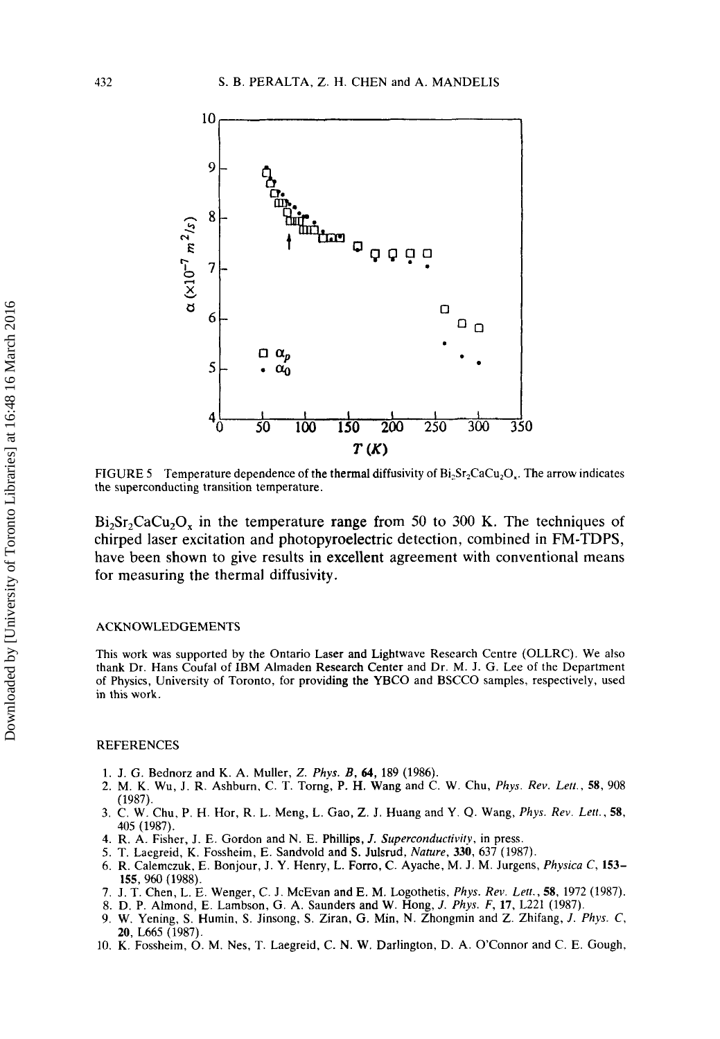FIGURE 5 Temperature dependence of the thermal diffusivity of $Bi_2Sr_2CaCu_2O_x$. The arrow indicates the superconducting transition temperature.

$Bi_2Sr_2CaCu_2O_x$ in the temperature range from 50 to 300 K. The techniques of chirped laser excitation and photopyroelectric detection, combined in FM-TDPS, have been shown to give results in excellent agreement with conventional means for measuring the thermal diffusivity.

## ACKNOWLEDGEMENTS

This work was supported by the Ontario Laser and Lightwave Research Centre (OLLRC). We also thank Dr. Hans Coufal of IBM Almaden Research Center and Dr. M. J. G. Lee of the Department of Physics, University of Toronto, for providing the YBCO and BSCCO samples, respectively, used in this work.

## REFERENCES

1. J. G. Bednorz and K. A. Muller, *Z. Phys. B*, **64**, 189 (1986).
2. M. K. Wu, J. R. Ashburn, C. T. Torng, P. H. Wang and C. W. Chu, *Phys. Rev. Lett.*, **58**, 908 (1987).
3. C. W. Chu, P. H. Hor, R. L. Meng, L. Gao, Z. J. Huang and Y. Q. Wang, *Phys. Rev. Lett.*, **58**, 405 (1987).
4. R. A. Fisher, J. E. Gordon and N. E. Phillips, *J. Superconductivity*, in press.
5. T. Laegreid, K. Fossheim, E. Sandvold and S. Julsrud, *Nature*, **330**, 637 (1987).
6. R. Calemczuk, E. Bonjour, J. Y. Henry, L. Forro, C. Ayache, M. J. M. Jurgens, *Physica C*, **153–155**, 960 (1988).
7. J. T. Chen, L. E. Wenger, C. J. McEvan and E. M. Logothetis, *Phys. Rev. Lett.*, **58**, 1972 (1987).
8. D. P. Almond, E. Lambson, G. A. Saunders and W. Hong, *J. Phys. F*, **17**, L221 (1987).
9. W. Yening, S. Humin, S. Jinsong, S. Ziran, G. Min, N. Zhongmin and Z. Zhifang, *J. Phys. C*, **20**, L665 (1987).
10. K. Fossheim, O. M. Nes, T. Laegreid, C. N. W. Darlington, D. A. O'Connor and C. E. Gough,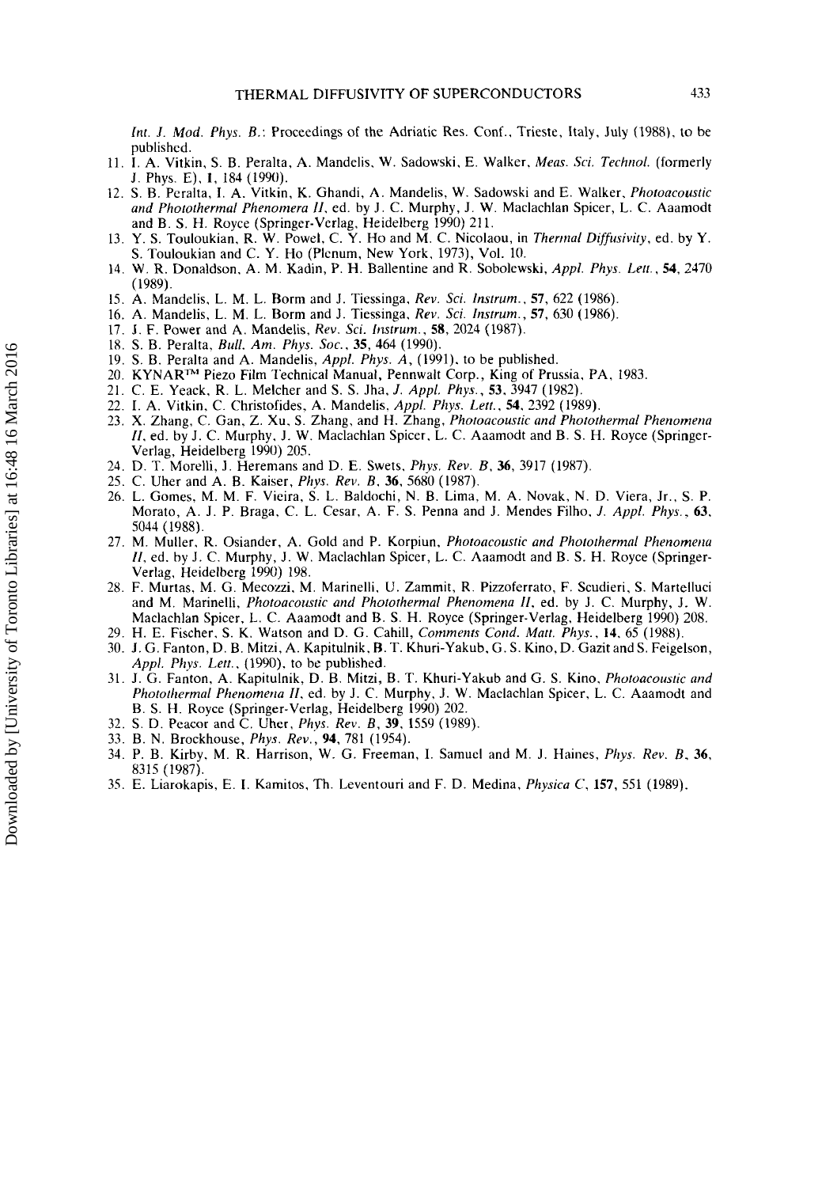*Int. J. Mod. Phys. B.*: Proceedings of the Adriatic Res. Conf., Trieste, Italy, July (1988), to be published.

11. I. A. Vitkin, S. B. Peralta, A. Mandelis, W. Sadowski, E. Walker, *Meas. Sci. Technol.* (formerly J. Phys. E), **1**, 184 (1990).
12. S. B. Peralta, I. A. Vitkin, K. Ghandi, A. Mandelis, W. Sadowski and E. Walker, *Photoacoustic and Photothermal Phenomena II*, ed. by J. C. Murphy, J. W. Maclachlan Spicer, L. C. Aaamodt and B. S. H. Royce (Springer-Verlag, Heidelberg 1990) 211.
13. Y. S. Touloukian, R. W. Powel, C. Y. Ho and M. C. Nicolaou, in *Thermal Diffusivity*, ed. by Y. S. Touloukian and C. Y. Ho (Plenum, New York, 1973), Vol. 10.
14. W. R. Donaldson, A. M. Kadin, P. H. Ballentine and R. Sobolewski, *Appl. Phys. Lett.*, **54**, 2470 (1989).
15. A. Mandelis, L. M. L. Borm and J. Tiessinga, *Rev. Sci. Instrum.*, **57**, 622 (1986).
16. A. Mandelis, L. M. L. Borm and J. Tiessinga, *Rev. Sci. Instrum.*, **57**, 630 (1986).
17. J. F. Power and A. Mandelis, *Rev. Sci. Instrum.*, **58**, 2024 (1987).
18. S. B. Peralta, *Bull. Am. Phys. Soc.*, **35**, 464 (1990).
19. S. B. Peralta and A. Mandelis, *Appl. Phys. A*, (1991), to be published.
20. KYNAR™ Piezo Film Technical Manual, Pennwalt Corp., King of Prussia, PA, 1983.
21. C. E. Yeack, R. L. Melcher and S. S. Jha, *J. Appl. Phys.*, **53**, 3947 (1982).
22. I. A. Vitkin, C. Christofides, A. Mandelis, *Appl. Phys. Lett.*, **54**, 2392 (1989).
23. X. Zhang, C. Gan, Z. Xu, S. Zhang, and H. Zhang, *Photoacoustic and Photothermal Phenomena II*, ed. by J. C. Murphy, J. W. Maclachlan Spicer, L. C. Aaamodt and B. S. H. Royce (Springer-Verlag, Heidelberg 1990) 205.
24. D. T. Morelli, J. Heremans and D. E. Swets, *Phys. Rev. B*, **36**, 3917 (1987).
25. C. Uher and A. B. Kaiser, *Phys. Rev. B*, **36**, 5680 (1987).
26. L. Gomes, M. M. F. Vieira, S. L. Baldochi, N. B. Lima, M. A. Novak, N. D. Viera, Jr., S. P. Morato, A. J. P. Braga, C. L. Cesar, A. F. S. Penna and J. Mendes Filho, *J. Appl. Phys.*, **63**, 5044 (1988).
27. M. Muller, R. Osiander, A. Gold and P. Korpiun, *Photoacoustic and Photothermal Phenomena II*, ed. by J. C. Murphy, J. W. Maclachlan Spicer, L. C. Aaamodt and B. S. H. Royce (Springer-Verlag, Heidelberg 1990) 198.
28. F. Murtas, M. G. Mecozzi, M. Marinelli, U. Zammit, R. Pizzoferrato, F. Scudieri, S. Martelluci and M. Marinelli, *Photoacoustic and Photothermal Phenomena II*, ed. by J. C. Murphy, J. W. Maclachlan Spicer, L. C. Aaamodt and B. S. H. Royce (Springer-Verlag, Heidelberg 1990) 208.
29. H. E. Fischer, S. K. Watson and D. G. Cahill, *Comments Cond. Matt. Phys.*, **14**, 65 (1988).
30. J. G. Fanton, D. B. Mitzi, A. Kapitulnik, B. T. Khuri-Yakub, G. S. Kino, D. Gazit and S. Feigelson, *Appl. Phys. Lett.*, (1990), to be published.
31. J. G. Fanton, A. Kapitulnik, D. B. Mitzi, B. T. Khuri-Yakub and G. S. Kino, *Photoacoustic and Photothermal Phenomena II*, ed. by J. C. Murphy, J. W. Maclachlan Spicer, L. C. Aaamodt and B. S. H. Royce (Springer-Verlag, Heidelberg 1990) 202.
32. S. D. Peacor and C. Uher, *Phys. Rev. B*, **39**, 1559 (1989).
33. B. N. Brockhouse, *Phys. Rev.*, **94**, 781 (1954).
34. P. B. Kirby, M. R. Harrison, W. G. Freeman, I. Samuel and M. J. Haines, *Phys. Rev. B*, **36**, 8315 (1987).
35. E. Liarokapis, E. I. Kamitos, Th. Leventouri and F. D. Medina, *Physica C*, **157**, 551 (1989).